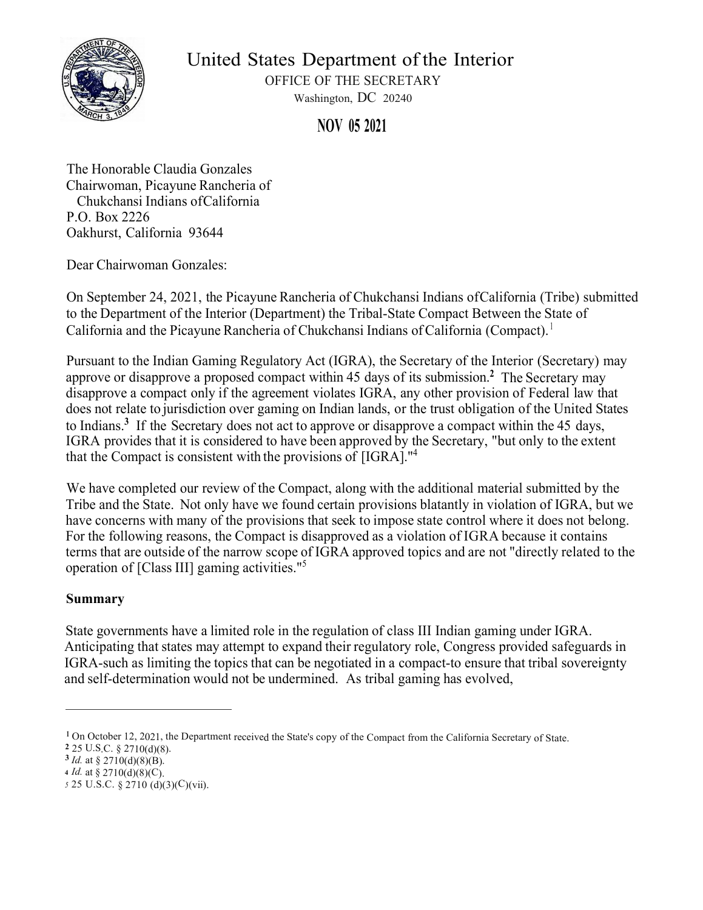# United States Department of the Interior

OFFICE OF THE SECRETARY
Washington, DC 20240

**NOV 05 2021**

The Honorable Claudia Gonzales
Chairwoman, Picayune Rancheria of
Chukchansi Indians of California
P.O. Box 2226
Oakhurst, California 93644

Dear Chairwoman Gonzales:

On September 24, 2021, the Picayune Rancheria of Chukchansi Indians of California (Tribe) submitted to the Department of the Interior (Department) the Tribal-State Compact Between the State of California and the Picayune Rancheria of Chukchansi Indians of California (Compact).[1]

Pursuant to the Indian Gaming Regulatory Act (IGRA), the Secretary of the Interior (Secretary) may approve or disapprove a proposed compact within 45 days of its submission.[2] The Secretary may disapprove a compact only if the agreement violates IGRA, any other provision of Federal law that does not relate to jurisdiction over gaming on Indian lands, or the trust obligation of the United States to Indians.[3] If the Secretary does not act to approve or disapprove a compact within the 45 days, IGRA provides that it is considered to have been approved by the Secretary, "but only to the extent that the Compact is consistent with the provisions of [IGRA]."[4]

We have completed our review of the Compact, along with the additional material submitted by the Tribe and the State. Not only have we found certain provisions blatantly in violation of IGRA, but we have concerns with many of the provisions that seek to impose state control where it does not belong. For the following reasons, the Compact is disapproved as a violation of IGRA because it contains terms that are outside of the narrow scope of IGRA approved topics and are not "directly related to the operation of [Class III] gaming activities."[5]

**Summary**

State governments have a limited role in the regulation of class III Indian gaming under IGRA. Anticipating that states may attempt to expand their regulatory role, Congress provided safeguards in IGRA-such as limiting the topics that can be negotiated in a compact-to ensure that tribal sovereignty and self-determination would not be undermined. As tribal gaming has evolved,

---

[1] On October 12, 2021, the Department received the State's copy of the Compact from the California Secretary of State.
[2] 25 U.S.C. § 2710(d)(8).
[3] *Id.* at § 2710(d)(8)(B).
[4] *Id.* at § 2710(d)(8)(C).
[5] 25 U.S.C. § 2710 (d)(3)(C)(vii).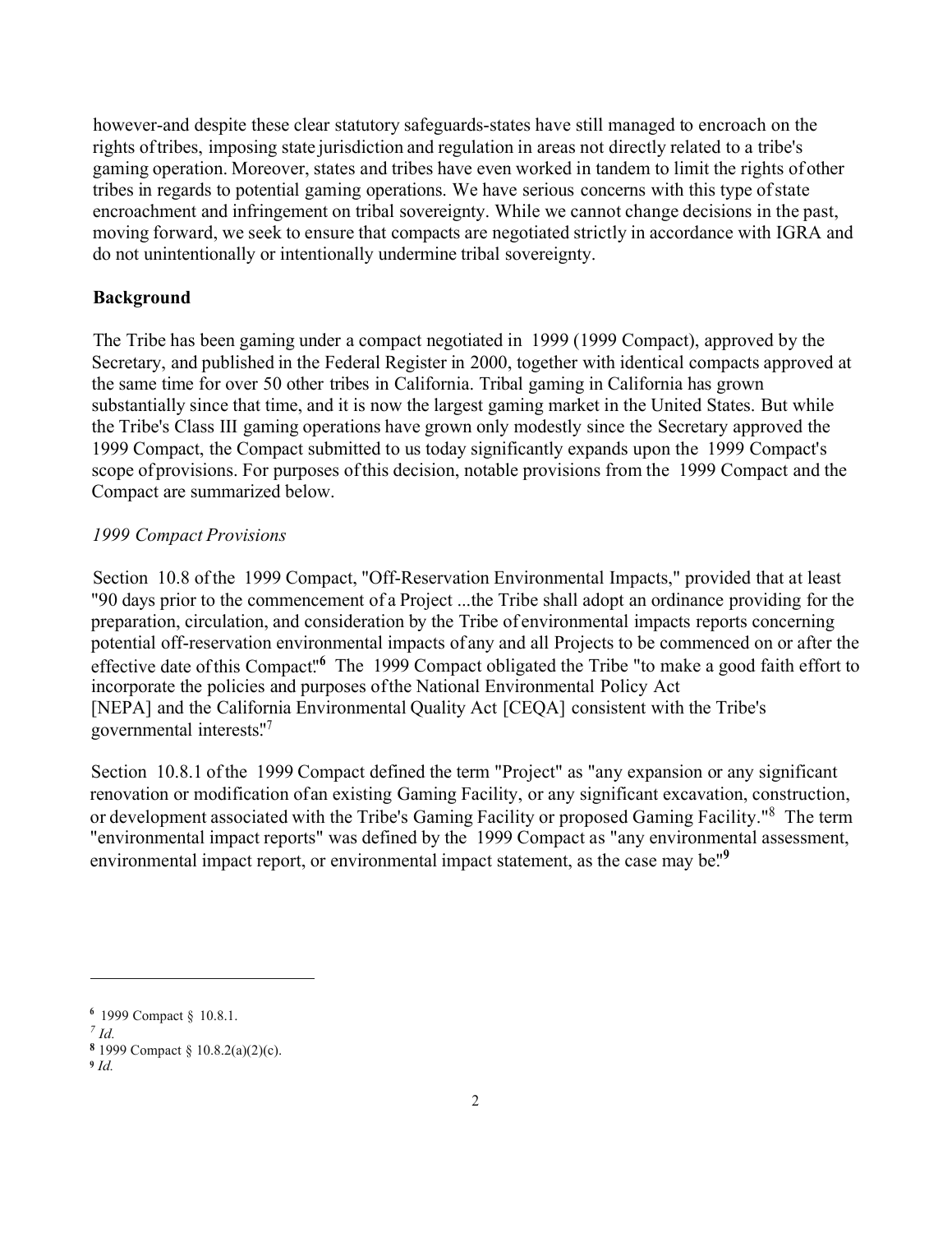however-and despite these clear statutory safeguards-states have still managed to encroach on the rights of tribes, imposing state jurisdiction and regulation in areas not directly related to a tribe's gaming operation. Moreover, states and tribes have even worked in tandem to limit the rights of other tribes in regards to potential gaming operations. We have serious concerns with this type of state encroachment and infringement on tribal sovereignty. While we cannot change decisions in the past, moving forward, we seek to ensure that compacts are negotiated strictly in accordance with IGRA and do not unintentionally or intentionally undermine tribal sovereignty.

**Background**

The Tribe has been gaming under a compact negotiated in 1999 (1999 Compact), approved by the Secretary, and published in the Federal Register in 2000, together with identical compacts approved at the same time for over 50 other tribes in California. Tribal gaming in California has grown substantially since that time, and it is now the largest gaming market in the United States. But while the Tribe's Class III gaming operations have grown only modestly since the Secretary approved the 1999 Compact, the Compact submitted to us today significantly expands upon the 1999 Compact's scope of provisions. For purposes of this decision, notable provisions from the 1999 Compact and the Compact are summarized below.

*1999 Compact Provisions*

Section 10.8 of the 1999 Compact, "Off-Reservation Environmental Impacts," provided that at least "90 days prior to the commencement of a Project ...the Tribe shall adopt an ordinance providing for the preparation, circulation, and consideration by the Tribe of environmental impacts reports concerning potential off-reservation environmental impacts of any and all Projects to be commenced on or after the effective date of this Compact."[6] The 1999 Compact obligated the Tribe "to make a good faith effort to incorporate the policies and purposes of the National Environmental Policy Act [NEPA] and the California Environmental Quality Act [CEQA] consistent with the Tribe's governmental interests."[7]

Section 10.8.1 of the 1999 Compact defined the term "Project" as "any expansion or any significant renovation or modification of an existing Gaming Facility, or any significant excavation, construction, or development associated with the Tribe's Gaming Facility or proposed Gaming Facility."[8] The term "environmental impact reports" was defined by the 1999 Compact as "any environmental assessment, environmental impact report, or environmental impact statement, as the case may be."[9]

---

[6] 1999 Compact § 10.8.1.

[7] *Id.*

[8] 1999 Compact § 10.8.2(a)(2)(c).

[9] *Id.*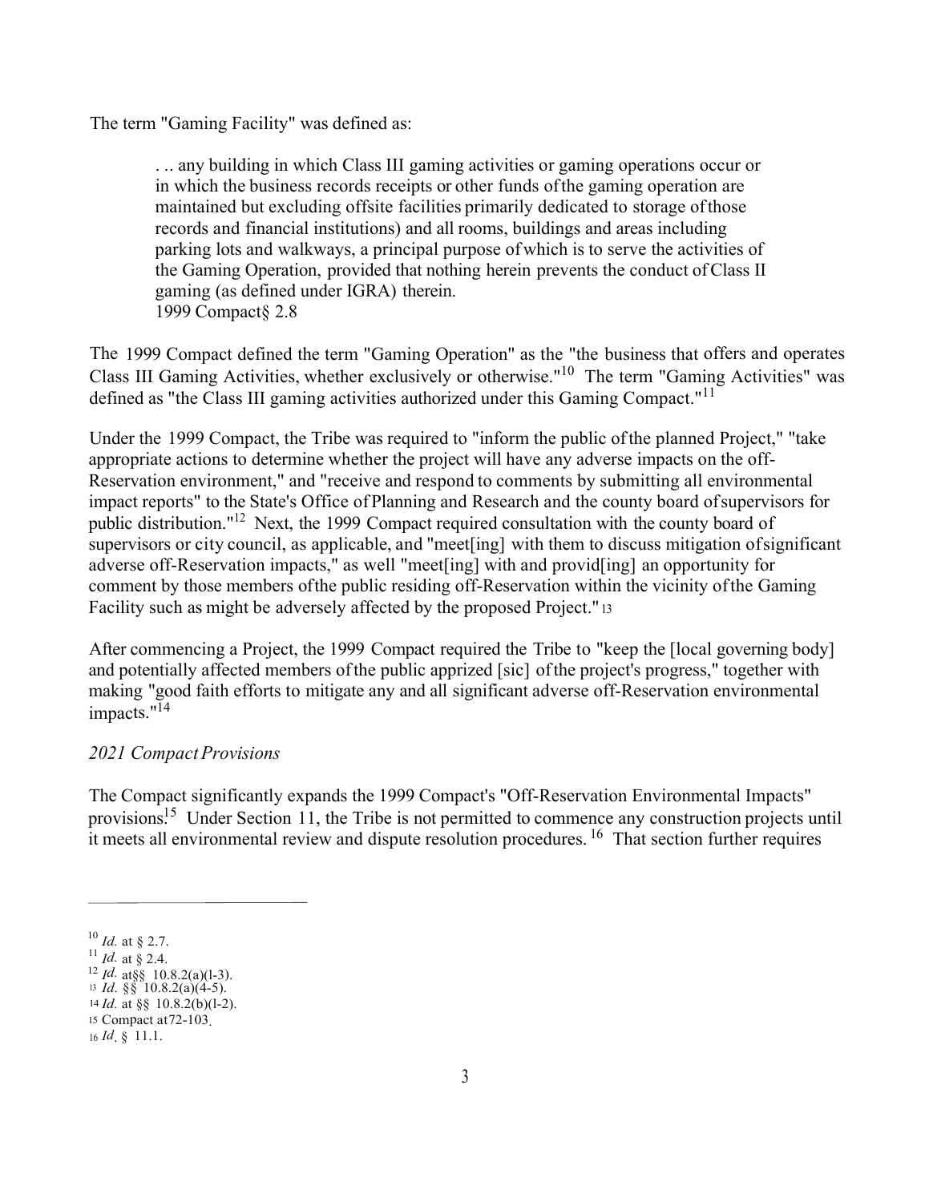The term "Gaming Facility" was defined as:

> . .. any building in which Class III gaming activities or gaming operations occur or in which the business records receipts or other funds of the gaming operation are maintained but excluding offsite facilities primarily dedicated to storage of those records and financial institutions) and all rooms, buildings and areas including parking lots and walkways, a principal purpose of which is to serve the activities of the Gaming Operation, provided that nothing herein prevents the conduct of Class II gaming (as defined under IGRA) therein.
> 1999 Compact§ 2.8

The 1999 Compact defined the term "Gaming Operation" as the "the business that offers and operates Class III Gaming Activities, whether exclusively or otherwise."[10] The term "Gaming Activities" was defined as "the Class III gaming activities authorized under this Gaming Compact."[11]

Under the 1999 Compact, the Tribe was required to "inform the public of the planned Project," "take appropriate actions to determine whether the project will have any adverse impacts on the off-Reservation environment," and "receive and respond to comments by submitting all environmental impact reports" to the State's Office of Planning and Research and the county board of supervisors for public distribution."[12] Next, the 1999 Compact required consultation with the county board of supervisors or city council, as applicable, and "meet[ing] with them to discuss mitigation of significant adverse off-Reservation impacts," as well "meet[ing] with and provid[ing] an opportunity for comment by those members of the public residing off-Reservation within the vicinity of the Gaming Facility such as might be adversely affected by the proposed Project."[13]

After commencing a Project, the 1999 Compact required the Tribe to "keep the [local governing body] and potentially affected members of the public apprized [sic] of the project's progress," together with making "good faith efforts to mitigate any and all significant adverse off-Reservation environmental impacts."[14]

*2021 Compact Provisions*

The Compact significantly expands the 1999 Compact's "Off-Reservation Environmental Impacts" provisions.[15] Under Section 11, the Tribe is not permitted to commence any construction projects until it meets all environmental review and dispute resolution procedures.[16] That section further requires

---

[10] *Id.* at § 2.7.
[11] *Id.* at § 2.4.
[12] *Id.* at§§ 10.8.2(a)(l-3).
[13] *Id.* §§ 10.8.2(a)(4-5).
[14] *Id.* at §§ 10.8.2(b)(l-2).
[15] Compact at72-103.
[16] *Id.* § 11.1.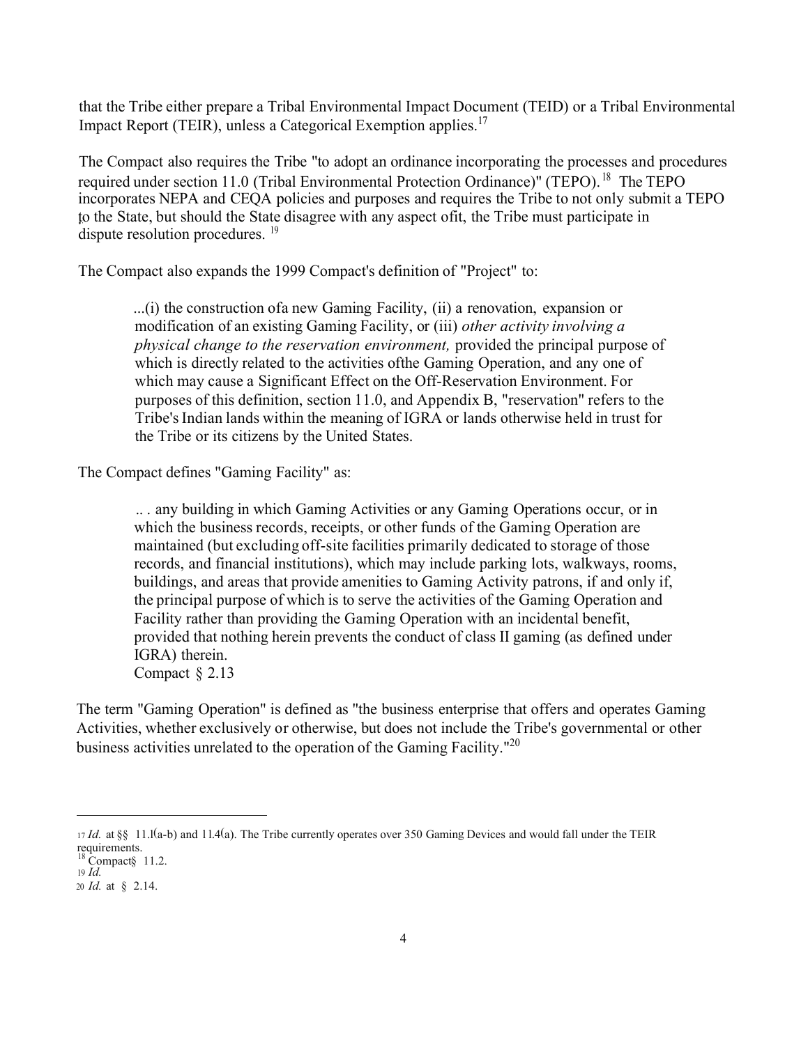that the Tribe either prepare a Tribal Environmental Impact Document (TEID) or a Tribal Environmental Impact Report (TEIR), unless a Categorical Exemption applies.[17]

The Compact also requires the Tribe "to adopt an ordinance incorporating the processes and procedures required under section 11.0 (Tribal Environmental Protection Ordinance)" (TEPO).[18] The TEPO incorporates NEPA and CEQA policies and purposes and requires the Tribe to not only submit a TEPO to the State, but should the State disagree with any aspect ofit, the Tribe must participate in dispute resolution procedures.[19]

The Compact also expands the 1999 Compact's definition of "Project" to:

> ...(i) the construction ofa new Gaming Facility, (ii) a renovation, expansion or modification of an existing Gaming Facility, or (iii) *other activity involving a physical change to the reservation environment,* provided the principal purpose of which is directly related to the activities ofthe Gaming Operation, and any one of which may cause a Significant Effect on the Off-Reservation Environment. For purposes of this definition, section 11.0, and Appendix B, "reservation" refers to the Tribe's Indian lands within the meaning of IGRA or lands otherwise held in trust for the Tribe or its citizens by the United States.

The Compact defines "Gaming Facility" as:

> .. . any building in which Gaming Activities or any Gaming Operations occur, or in which the business records, receipts, or other funds of the Gaming Operation are maintained (but excluding off-site facilities primarily dedicated to storage of those records, and financial institutions), which may include parking lots, walkways, rooms, buildings, and areas that provide amenities to Gaming Activity patrons, if and only if, the principal purpose of which is to serve the activities of the Gaming Operation and Facility rather than providing the Gaming Operation with an incidental benefit, provided that nothing herein prevents the conduct of class II gaming (as defined under IGRA) therein.
> Compact § 2.13

The term "Gaming Operation" is defined as "the business enterprise that offers and operates Gaming Activities, whether exclusively or otherwise, but does not include the Tribe's governmental or other business activities unrelated to the operation of the Gaming Facility."[20]

---

[17] *Id.* at §§ 11.1(a-b) and 11.4(a). The Tribe currently operates over 350 Gaming Devices and would fall under the TEIR requirements.

[18] Compact§ 11.2.

[19] *Id.*

[20] *Id.* at § 2.14.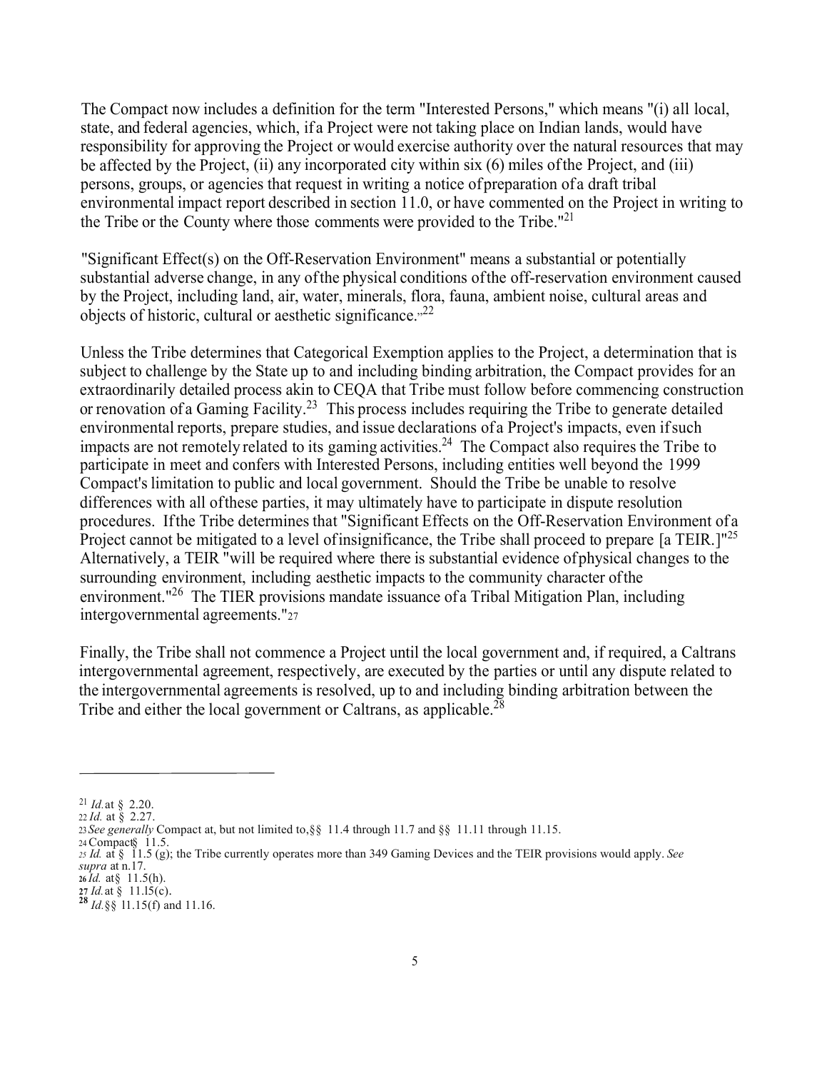The Compact now includes a definition for the term "Interested Persons," which means "(i) all local, state, and federal agencies, which, if a Project were not taking place on Indian lands, would have responsibility for approving the Project or would exercise authority over the natural resources that may be affected by the Project, (ii) any incorporated city within six (6) miles of the Project, and (iii) persons, groups, or agencies that request in writing a notice of preparation of a draft tribal environmental impact report described in section 11.0, or have commented on the Project in writing to the Tribe or the County where those comments were provided to the Tribe."[21]

"Significant Effect(s) on the Off-Reservation Environment" means a substantial or potentially substantial adverse change, in any of the physical conditions of the off-reservation environment caused by the Project, including land, air, water, minerals, flora, fauna, ambient noise, cultural areas and objects of historic, cultural or aesthetic significance."[22]

Unless the Tribe determines that Categorical Exemption applies to the Project, a determination that is subject to challenge by the State up to and including binding arbitration, the Compact provides for an extraordinarily detailed process akin to CEQA that Tribe must follow before commencing construction or renovation of a Gaming Facility.[23] This process includes requiring the Tribe to generate detailed environmental reports, prepare studies, and issue declarations of a Project's impacts, even if such impacts are not remotely related to its gaming activities.[24] The Compact also requires the Tribe to participate in meet and confers with Interested Persons, including entities well beyond the 1999 Compact's limitation to public and local government. Should the Tribe be unable to resolve differences with all of these parties, it may ultimately have to participate in dispute resolution procedures. If the Tribe determines that "Significant Effects on the Off-Reservation Environment of a Project cannot be mitigated to a level of insignificance, the Tribe shall proceed to prepare [a TEIR.]"[25] Alternatively, a TEIR "will be required where there is substantial evidence of physical changes to the surrounding environment, including aesthetic impacts to the community character of the environment."[26] The TIER provisions mandate issuance of a Tribal Mitigation Plan, including intergovernmental agreements."[27]

Finally, the Tribe shall not commence a Project until the local government and, if required, a Caltrans intergovernmental agreement, respectively, are executed by the parties or until any dispute related to the intergovernmental agreements is resolved, up to and including binding arbitration between the Tribe and either the local government or Caltrans, as applicable.[28]

---

[21] *Id.* at § 2.20.

[22] *Id.* at § 2.27.

[23] *See generally* Compact at, but not limited to, §§ 11.4 through 11.7 and §§ 11.11 through 11.15.

[24] Compact § 11.5.

[25] *Id.* at § 11.5 (g); the Tribe currently operates more than 349 Gaming Devices and the TEIR provisions would apply. *See supra* at n.17.

[26] *Id.* at § 11.5(h).

[27] *Id.* at § 11.15(c).

[28] *Id.* §§ 11.15(f) and 11.16.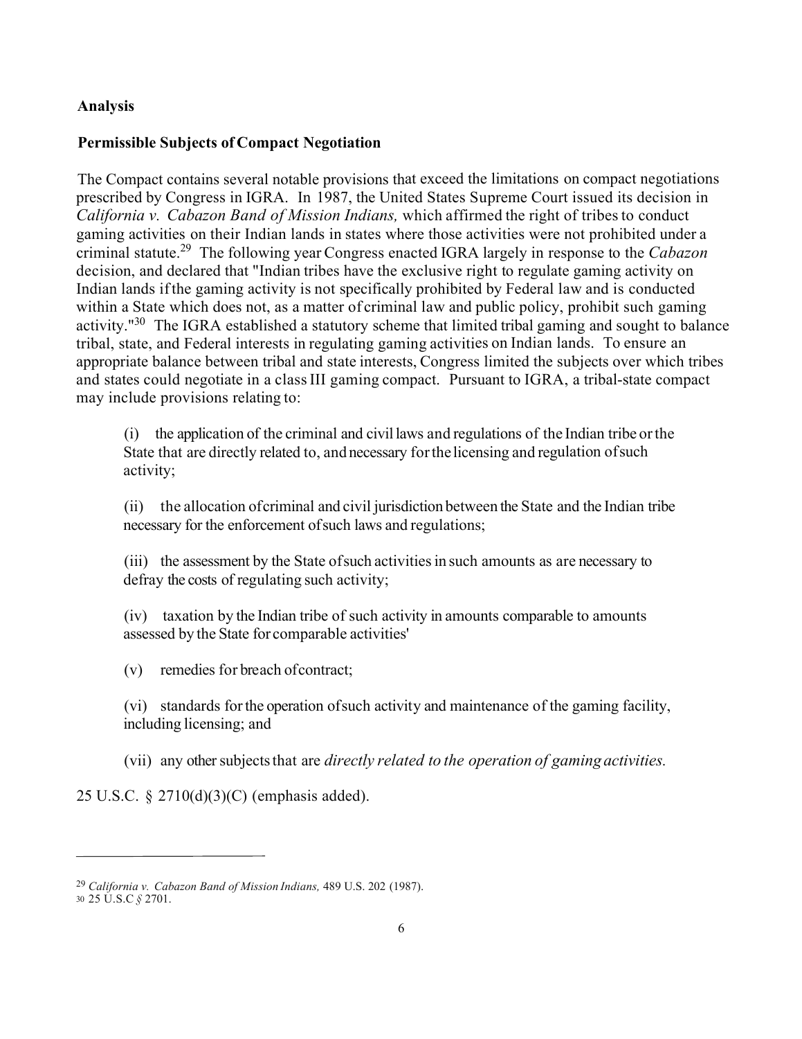**Analysis**

**Permissible Subjects of Compact Negotiation**

The Compact contains several notable provisions that exceed the limitations on compact negotiations prescribed by Congress in IGRA. In 1987, the United States Supreme Court issued its decision in *California v. Cabazon Band of Mission Indians,* which affirmed the right of tribes to conduct gaming activities on their Indian lands in states where those activities were not prohibited under a criminal statute.[29] The following year Congress enacted IGRA largely in response to the *Cabazon* decision, and declared that "Indian tribes have the exclusive right to regulate gaming activity on Indian lands if the gaming activity is not specifically prohibited by Federal law and is conducted within a State which does not, as a matter of criminal law and public policy, prohibit such gaming activity."[30] The IGRA established a statutory scheme that limited tribal gaming and sought to balance tribal, state, and Federal interests in regulating gaming activities on Indian lands. To ensure an appropriate balance between tribal and state interests, Congress limited the subjects over which tribes and states could negotiate in a class III gaming compact. Pursuant to IGRA, a tribal-state compact may include provisions relating to:

> (i) the application of the criminal and civil laws and regulations of the Indian tribe or the State that are directly related to, and necessary for the licensing and regulation of such activity;
>
> (ii) the allocation of criminal and civil jurisdiction between the State and the Indian tribe necessary for the enforcement of such laws and regulations;
>
> (iii) the assessment by the State of such activities in such amounts as are necessary to defray the costs of regulating such activity;
>
> (iv) taxation by the Indian tribe of such activity in amounts comparable to amounts assessed by the State for comparable activities'
>
> (v) remedies for breach of contract;
>
> (vi) standards for the operation of such activity and maintenance of the gaming facility, including licensing; and
>
> (vii) any other subjects that are *directly related to the operation of gaming activities.*

25 U.S.C. § 2710(d)(3)(C) (emphasis added).

---

[29] *California v. Cabazon Band of Mission Indians,* 489 U.S. 202 (1987).

[30] 25 U.S.C § 2701.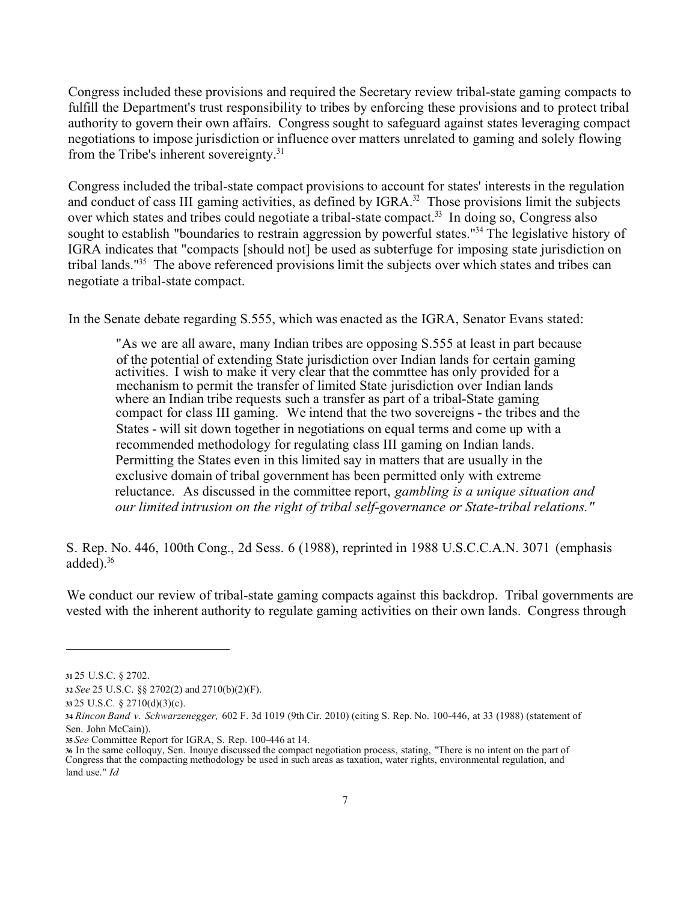Congress included these provisions and required the Secretary review tribal-state gaming compacts to fulfill the Department's trust responsibility to tribes by enforcing these provisions and to protect tribal authority to govern their own affairs. Congress sought to safeguard against states leveraging compact negotiations to impose jurisdiction or influence over matters unrelated to gaming and solely flowing from the Tribe's inherent sovereignty.[31]

Congress included the tribal-state compact provisions to account for states' interests in the regulation and conduct of cass III gaming activities, as defined by IGRA.[32] Those provisions limit the subjects over which states and tribes could negotiate a tribal-state compact.[33] In doing so, Congress also sought to establish "boundaries to restrain aggression by powerful states."[34] The legislative history of IGRA indicates that "compacts [should not] be used as subterfuge for imposing state jurisdiction on tribal lands."[35] The above referenced provisions limit the subjects over which states and tribes can negotiate a tribal-state compact.

In the Senate debate regarding S.555, which was enacted as the IGRA, Senator Evans stated:

> "As we are all aware, many Indian tribes are opposing S.555 at least in part because of the potential of extending State jurisdiction over Indian lands for certain gaming activities. I wish to make it very clear that the commttee has only provided for a mechanism to permit the transfer of limited State jurisdiction over Indian lands where an Indian tribe requests such a transfer as part of a tribal-State gaming compact for class III gaming. We intend that the two sovereigns - the tribes and the States - will sit down together in negotiations on equal terms and come up with a recommended methodology for regulating class III gaming on Indian lands. Permitting the States even in this limited say in matters that are usually in the exclusive domain of tribal government has been permitted only with extreme reluctance. As discussed in the committee report, *gambling is a unique situation and our limited intrusion on the right of tribal self-governance or State-tribal relations."*

S. Rep. No. 446, 100th Cong., 2d Sess. 6 (1988), reprinted in 1988 U.S.C.C.A.N. 3071 (emphasis added).[36]

We conduct our review of tribal-state gaming compacts against this backdrop. Tribal governments are vested with the inherent authority to regulate gaming activities on their own lands. Congress through

---

[31] 25 U.S.C. § 2702.

[32] *See* 25 U.S.C. §§ 2702(2) and 2710(b)(2)(F).

[33] 25 U.S.C. § 2710(d)(3)(c).

[34] *Rincon Band v. Schwarzenegger,* 602 F. 3d 1019 (9th Cir. 2010) (citing S. Rep. No. 100-446, at 33 (1988) (statement of Sen. John McCain)).

[35] *See* Committee Report for IGRA, S. Rep. 100-446 at 14.

[36] In the same colloquy, Sen. Inouye discussed the compact negotiation process, stating, "There is no intent on the part of Congress that the compacting methodology be used in such areas as taxation, water rights, environmental regulation, and land use." *Id*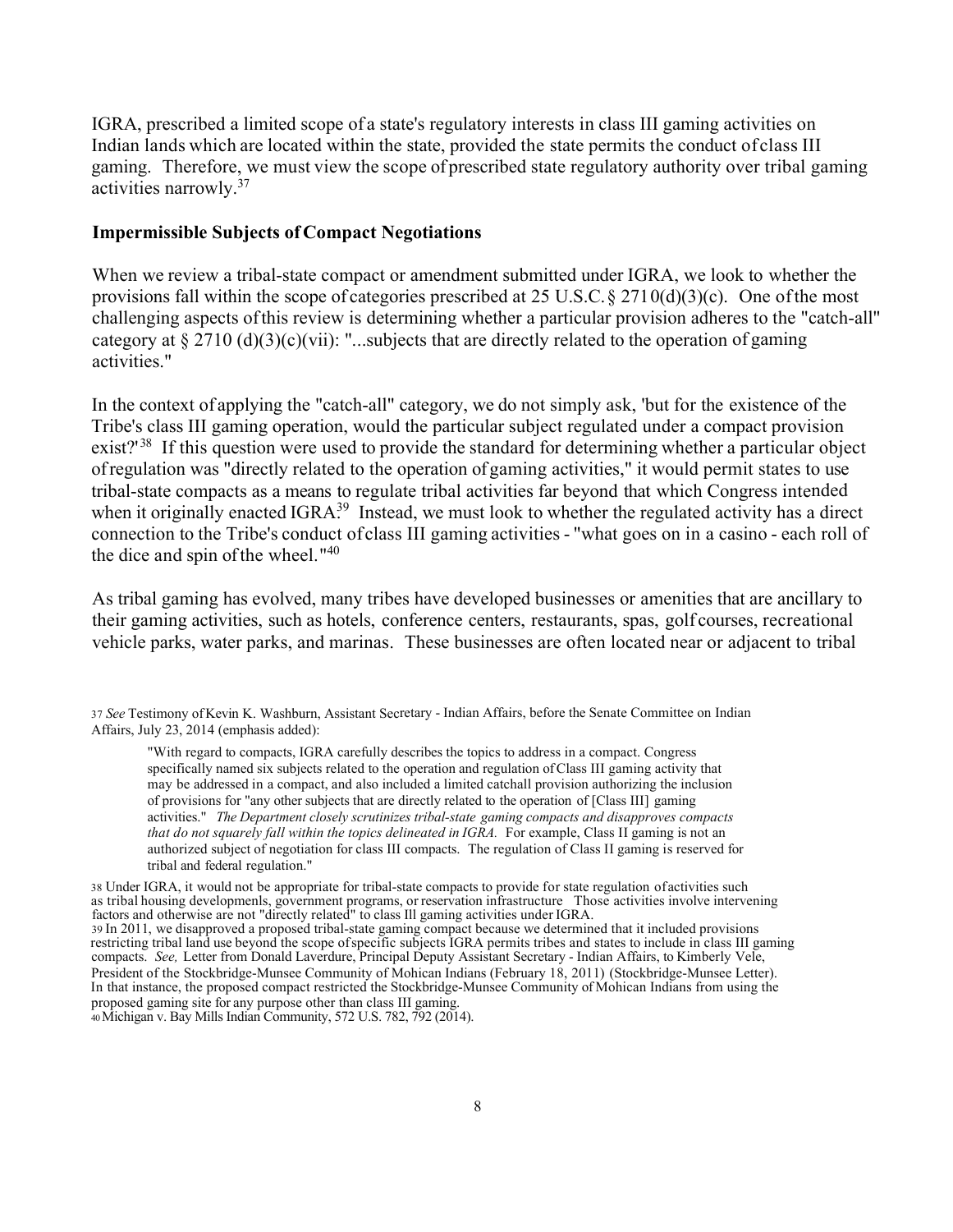IGRA, prescribed a limited scope of a state's regulatory interests in class III gaming activities on Indian lands which are located within the state, provided the state permits the conduct of class III gaming. Therefore, we must view the scope of prescribed state regulatory authority over tribal gaming activities narrowly.[37]

### Impermissible Subjects of Compact Negotiations

When we review a tribal-state compact or amendment submitted under IGRA, we look to whether the provisions fall within the scope of categories prescribed at 25 U.S.C. § 2710(d)(3)(c). One of the most challenging aspects of this review is determining whether a particular provision adheres to the "catch-all" category at § 2710 (d)(3)(c)(vii): "...subjects that are directly related to the operation of gaming activities."

In the context of applying the "catch-all" category, we do not simply ask, 'but for the existence of the Tribe's class III gaming operation, would the particular subject regulated under a compact provision exist?'[38] If this question were used to provide the standard for determining whether a particular object of regulation was "directly related to the operation of gaming activities," it would permit states to use tribal-state compacts as a means to regulate tribal activities far beyond that which Congress intended when it originally enacted IGRA.[39] Instead, we must look to whether the regulated activity has a direct connection to the Tribe's conduct of class III gaming activities - "what goes on in a casino - each roll of the dice and spin of the wheel."[40]

As tribal gaming has evolved, many tribes have developed businesses or amenities that are ancillary to their gaming activities, such as hotels, conference centers, restaurants, spas, golf courses, recreational vehicle parks, water parks, and marinas. These businesses are often located near or adjacent to tribal

---

37 *See* Testimony of Kevin K. Washburn, Assistant Secretary - Indian Affairs, before the Senate Committee on Indian Affairs, July 23, 2014 (emphasis added):

> "With regard to compacts, IGRA carefully describes the topics to address in a compact. Congress specifically named six subjects related to the operation and regulation of Class III gaming activity that may be addressed in a compact, and also included a limited catchall provision authorizing the inclusion of provisions for "any other subjects that are directly related to the operation of [Class III] gaming activities." *The Department closely scrutinizes tribal-state gaming compacts and disapproves compacts that do not squarely fall within the topics delineated in IGRA.* For example, Class II gaming is not an authorized subject of negotiation for class III compacts. The regulation of Class II gaming is reserved for tribal and federal regulation."

38 Under IGRA, it would not be appropriate for tribal-state compacts to provide for state regulation of activities such as tribal housing developmenls, government programs, or reservation infrastructure Those activities involve intervening factors and otherwise are not "directly related" to class Ill gaming activities under IGRA.

39 In 2011, we disapproved a proposed tribal-state gaming compact because we determined that it included provisions restricting tribal land use beyond the scope of specific subjects IGRA permits tribes and states to include in class III gaming compacts. *See,* Letter from Donald Laverdure, Principal Deputy Assistant Secretary - Indian Affairs, to Kimberly Vele, President of the Stockbridge-Munsee Community of Mohican Indians (February 18, 2011) (Stockbridge-Munsee Letter). In that instance, the proposed compact restricted the Stockbridge-Munsee Community of Mohican Indians from using the proposed gaming site for any purpose other than class III gaming.

40 Michigan v. Bay Mills Indian Community, 572 U.S. 782, 792 (2014).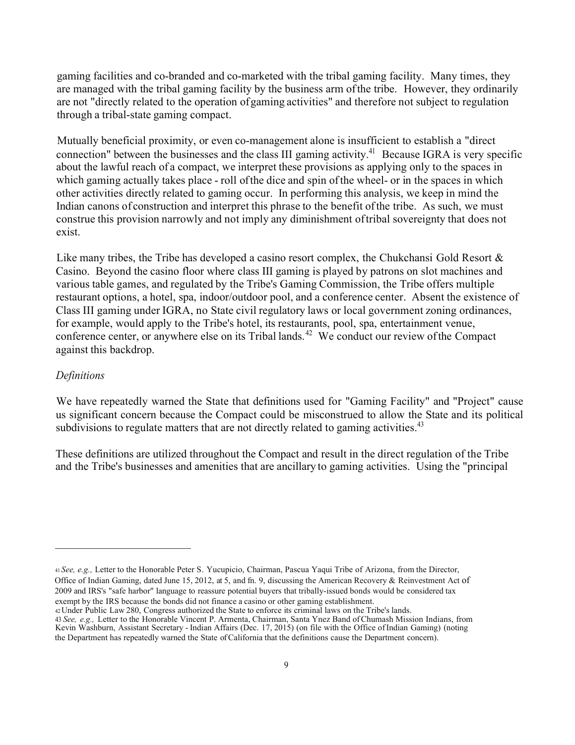gaming facilities and co-branded and co-marketed with the tribal gaming facility. Many times, they are managed with the tribal gaming facility by the business arm of the tribe. However, they ordinarily are not "directly related to the operation of gaming activities" and therefore not subject to regulation through a tribal-state gaming compact.

Mutually beneficial proximity, or even co-management alone is insufficient to establish a "direct connection" between the businesses and the class III gaming activity.[41] Because IGRA is very specific about the lawful reach of a compact, we interpret these provisions as applying only to the spaces in which gaming actually takes place - roll of the dice and spin of the wheel- or in the spaces in which other activities directly related to gaming occur. In performing this analysis, we keep in mind the Indian canons of construction and interpret this phrase to the benefit of the tribe. As such, we must construe this provision narrowly and not imply any diminishment of tribal sovereignty that does not exist.

Like many tribes, the Tribe has developed a casino resort complex, the Chukchansi Gold Resort & Casino. Beyond the casino floor where class III gaming is played by patrons on slot machines and various table games, and regulated by the Tribe's Gaming Commission, the Tribe offers multiple restaurant options, a hotel, spa, indoor/outdoor pool, and a conference center. Absent the existence of Class III gaming under IGRA, no State civil regulatory laws or local government zoning ordinances, for example, would apply to the Tribe's hotel, its restaurants, pool, spa, entertainment venue, conference center, or anywhere else on its Tribal lands.[42] We conduct our review of the Compact against this backdrop.

*Definitions*

We have repeatedly warned the State that definitions used for "Gaming Facility" and "Project" cause us significant concern because the Compact could be misconstrued to allow the State and its political subdivisions to regulate matters that are not directly related to gaming activities.[43]

These definitions are utilized throughout the Compact and result in the direct regulation of the Tribe and the Tribe's businesses and amenities that are ancillary to gaming activities. Using the "principal

---

[41] *See, e.g.,* Letter to the Honorable Peter S. Yucupicio, Chairman, Pascua Yaqui Tribe of Arizona, from the Director, Office of Indian Gaming, dated June 15, 2012, at 5, and fn. 9, discussing the American Recovery & Reinvestment Act of 2009 and IRS's "safe harbor" language to reassure potential buyers that tribally-issued bonds would be considered tax exempt by the IRS because the bonds did not finance a casino or other gaming establishment.

[42] Under Public Law 280, Congress authorized the State to enforce its criminal laws on the Tribe's lands.

[43] *See, e.g.,* Letter to the Honorable Vincent P. Armenta, Chairman, Santa Ynez Band of Chumash Mission Indians, from Kevin Washburn, Assistant Secretary - Indian Affairs (Dec. 17, 2015) (on file with the Office of Indian Gaming) (noting the Department has repeatedly warned the State of California that the definitions cause the Department concern).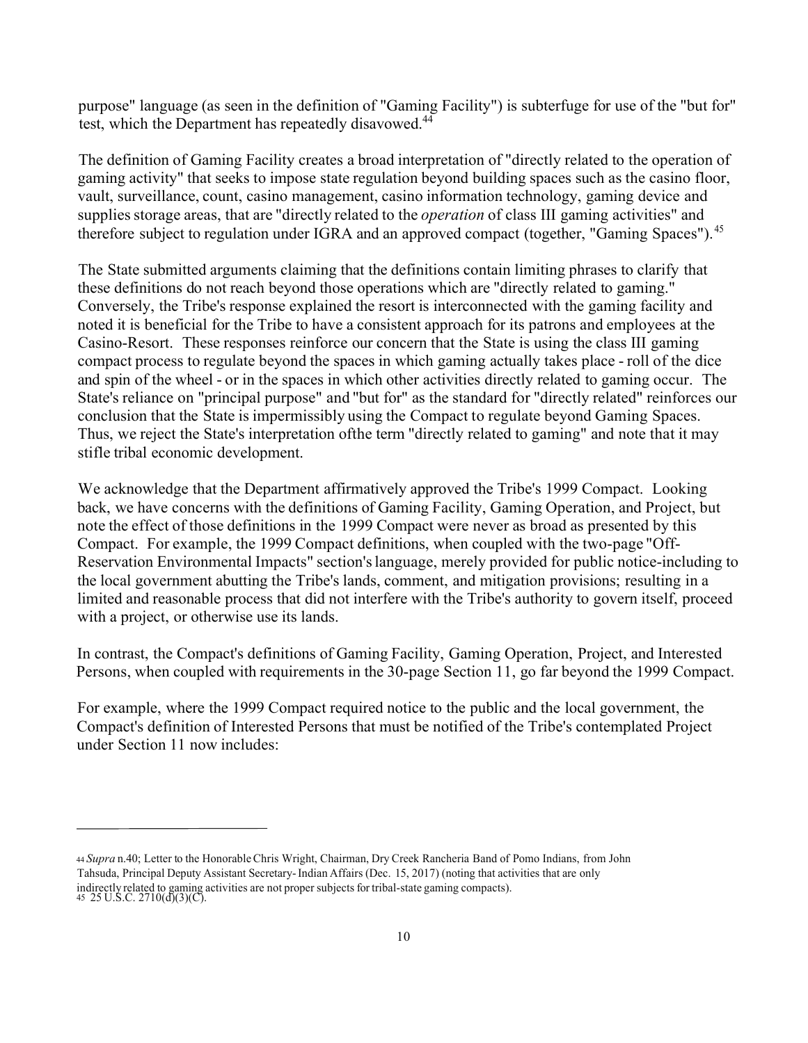purpose" language (as seen in the definition of "Gaming Facility") is subterfuge for use of the "but for" test, which the Department has repeatedly disavowed.[44]

The definition of Gaming Facility creates a broad interpretation of "directly related to the operation of gaming activity" that seeks to impose state regulation beyond building spaces such as the casino floor, vault, surveillance, count, casino management, casino information technology, gaming device and supplies storage areas, that are "directly related to the *operation* of class III gaming activities" and therefore subject to regulation under IGRA and an approved compact (together, "Gaming Spaces").[45]

The State submitted arguments claiming that the definitions contain limiting phrases to clarify that these definitions do not reach beyond those operations which are "directly related to gaming." Conversely, the Tribe's response explained the resort is interconnected with the gaming facility and noted it is beneficial for the Tribe to have a consistent approach for its patrons and employees at the Casino-Resort. These responses reinforce our concern that the State is using the class III gaming compact process to regulate beyond the spaces in which gaming actually takes place - roll of the dice and spin of the wheel - or in the spaces in which other activities directly related to gaming occur. The State's reliance on "principal purpose" and "but for" as the standard for "directly related" reinforces our conclusion that the State is impermissibly using the Compact to regulate beyond Gaming Spaces. Thus, we reject the State's interpretation ofthe term "directly related to gaming" and note that it may stifle tribal economic development.

We acknowledge that the Department affirmatively approved the Tribe's 1999 Compact. Looking back, we have concerns with the definitions of Gaming Facility, Gaming Operation, and Project, but note the effect of those definitions in the 1999 Compact were never as broad as presented by this Compact. For example, the 1999 Compact definitions, when coupled with the two-page "Off-Reservation Environmental Impacts" section's language, merely provided for public notice-including to the local government abutting the Tribe's lands, comment, and mitigation provisions; resulting in a limited and reasonable process that did not interfere with the Tribe's authority to govern itself, proceed with a project, or otherwise use its lands.

In contrast, the Compact's definitions of Gaming Facility, Gaming Operation, Project, and Interested Persons, when coupled with requirements in the 30-page Section 11, go far beyond the 1999 Compact.

For example, where the 1999 Compact required notice to the public and the local government, the Compact's definition of Interested Persons that must be notified of the Tribe's contemplated Project under Section 11 now includes:

---

[44] *Supra* n.40; Letter to the Honorable Chris Wright, Chairman, Dry Creek Rancheria Band of Pomo Indians, from John Tahsuda, Principal Deputy Assistant Secretary- Indian Affairs (Dec. 15, 2017) (noting that activities that are only indirectly related to gaming activities are not proper subjects for tribal-state gaming compacts).

[45] 25 U.S.C. 2710(d)(3)(C).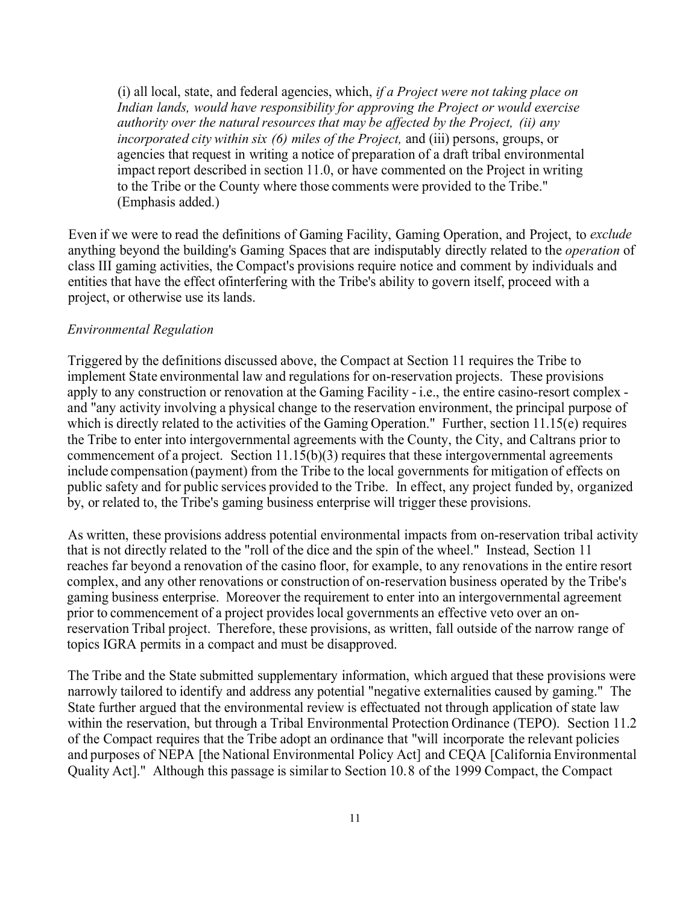(i) all local, state, and federal agencies, which, *if a Project were not taking place on Indian lands, would have responsibility for approving the Project or would exercise authority over the natural resources that may be affected by the Project, (ii) any incorporated city within six (6) miles of the Project,* and (iii) persons, groups, or agencies that request in writing a notice of preparation of a draft tribal environmental impact report described in section 11.0, or have commented on the Project in writing to the Tribe or the County where those comments were provided to the Tribe." (Emphasis added.)

Even if we were to read the definitions of Gaming Facility, Gaming Operation, and Project, to *exclude* anything beyond the building's Gaming Spaces that are indisputably directly related to the *operation* of class III gaming activities, the Compact's provisions require notice and comment by individuals and entities that have the effect ofinterfering with the Tribe's ability to govern itself, proceed with a project, or otherwise use its lands.

*Environmental Regulation*

Triggered by the definitions discussed above, the Compact at Section 11 requires the Tribe to implement State environmental law and regulations for on-reservation projects. These provisions apply to any construction or renovation at the Gaming Facility - i.e., the entire casino-resort complex - and "any activity involving a physical change to the reservation environment, the principal purpose of which is directly related to the activities of the Gaming Operation." Further, section 11.15(e) requires the Tribe to enter into intergovernmental agreements with the County, the City, and Caltrans prior to commencement of a project. Section 11.15(b)(3) requires that these intergovernmental agreements include compensation (payment) from the Tribe to the local governments for mitigation of effects on public safety and for public services provided to the Tribe. In effect, any project funded by, organized by, or related to, the Tribe's gaming business enterprise will trigger these provisions.

As written, these provisions address potential environmental impacts from on-reservation tribal activity that is not directly related to the "roll of the dice and the spin of the wheel." Instead, Section 11 reaches far beyond a renovation of the casino floor, for example, to any renovations in the entire resort complex, and any other renovations or construction of on-reservation business operated by the Tribe's gaming business enterprise. Moreover the requirement to enter into an intergovernmental agreement prior to commencement of a project provides local governments an effective veto over an on-reservation Tribal project. Therefore, these provisions, as written, fall outside of the narrow range of topics IGRA permits in a compact and must be disapproved.

The Tribe and the State submitted supplementary information, which argued that these provisions were narrowly tailored to identify and address any potential "negative externalities caused by gaming." The State further argued that the environmental review is effectuated not through application of state law within the reservation, but through a Tribal Environmental Protection Ordinance (TEPO). Section 11.2 of the Compact requires that the Tribe adopt an ordinance that "will incorporate the relevant policies and purposes of NEPA [the National Environmental Policy Act] and CEQA [California Environmental Quality Act]." Although this passage is similar to Section 10.8 of the 1999 Compact, the Compact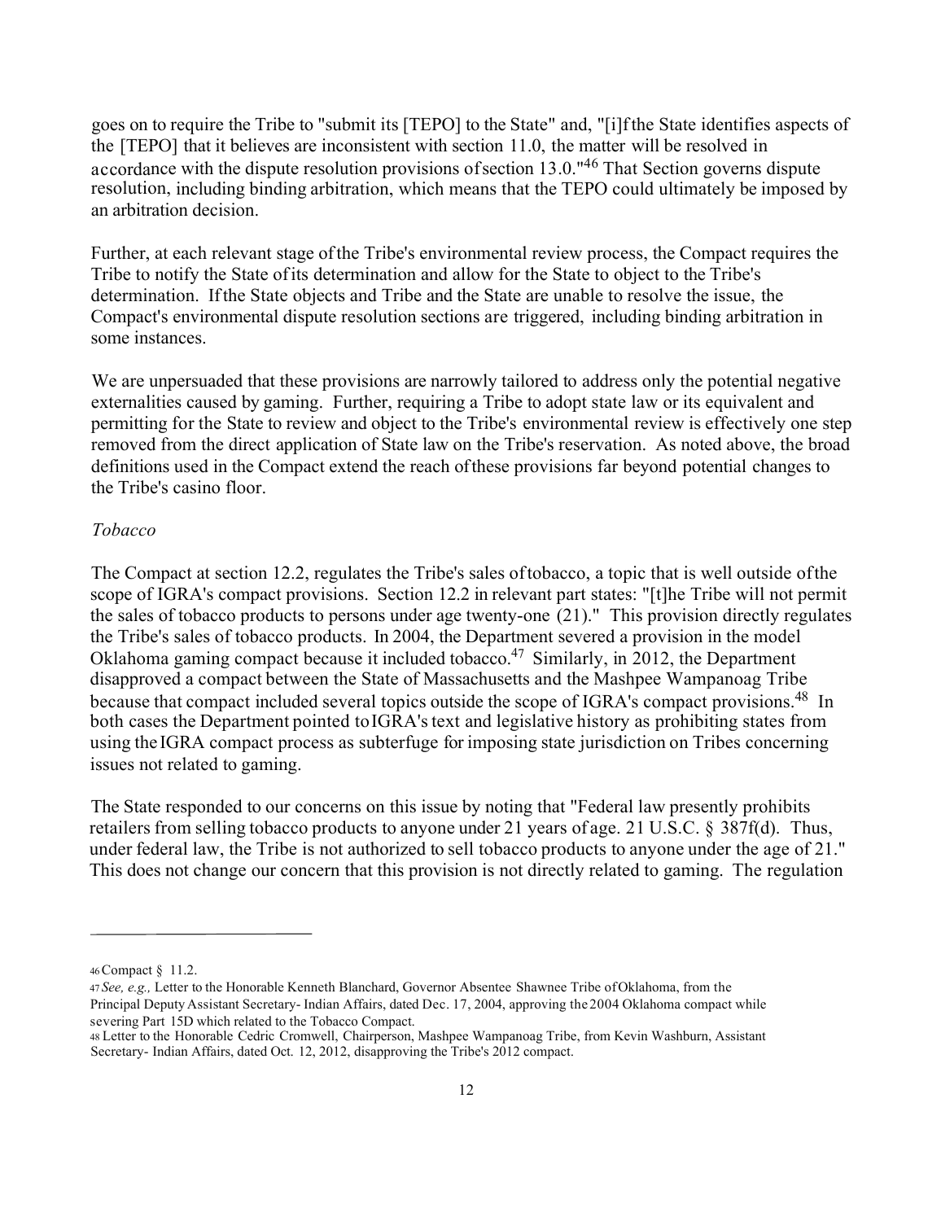goes on to require the Tribe to "submit its [TEPO] to the State" and, "[i]f the State identifies aspects of the [TEPO] that it believes are inconsistent with section 11.0, the matter will be resolved in accordance with the dispute resolution provisions of section 13.0."[46] That Section governs dispute resolution, including binding arbitration, which means that the TEPO could ultimately be imposed by an arbitration decision.

Further, at each relevant stage of the Tribe's environmental review process, the Compact requires the Tribe to notify the State of its determination and allow for the State to object to the Tribe's determination. If the State objects and Tribe and the State are unable to resolve the issue, the Compact's environmental dispute resolution sections are triggered, including binding arbitration in some instances.

We are unpersuaded that these provisions are narrowly tailored to address only the potential negative externalities caused by gaming. Further, requiring a Tribe to adopt state law or its equivalent and permitting for the State to review and object to the Tribe's environmental review is effectively one step removed from the direct application of State law on the Tribe's reservation. As noted above, the broad definitions used in the Compact extend the reach of these provisions far beyond potential changes to the Tribe's casino floor.

*Tobacco*

The Compact at section 12.2, regulates the Tribe's sales of tobacco, a topic that is well outside of the scope of IGRA's compact provisions. Section 12.2 in relevant part states: "[t]he Tribe will not permit the sales of tobacco products to persons under age twenty-one (21)." This provision directly regulates the Tribe's sales of tobacco products. In 2004, the Department severed a provision in the model Oklahoma gaming compact because it included tobacco.[47] Similarly, in 2012, the Department disapproved a compact between the State of Massachusetts and the Mashpee Wampanoag Tribe because that compact included several topics outside the scope of IGRA's compact provisions.[48] In both cases the Department pointed to IGRA's text and legislative history as prohibiting states from using the IGRA compact process as subterfuge for imposing state jurisdiction on Tribes concerning issues not related to gaming.

The State responded to our concerns on this issue by noting that "Federal law presently prohibits retailers from selling tobacco products to anyone under 21 years of age. 21 U.S.C. § 387f(d). Thus, under federal law, the Tribe is not authorized to sell tobacco products to anyone under the age of 21." This does not change our concern that this provision is not directly related to gaming. The regulation

---

46 Compact § 11.2.

47 *See, e.g.,* Letter to the Honorable Kenneth Blanchard, Governor Absentee Shawnee Tribe of Oklahoma, from the Principal Deputy Assistant Secretary- Indian Affairs, dated Dec. 17, 2004, approving the 2004 Oklahoma compact while severing Part 15D which related to the Tobacco Compact.

48 Letter to the Honorable Cedric Cromwell, Chairperson, Mashpee Wampanoag Tribe, from Kevin Washburn, Assistant Secretary- Indian Affairs, dated Oct. 12, 2012, disapproving the Tribe's 2012 compact.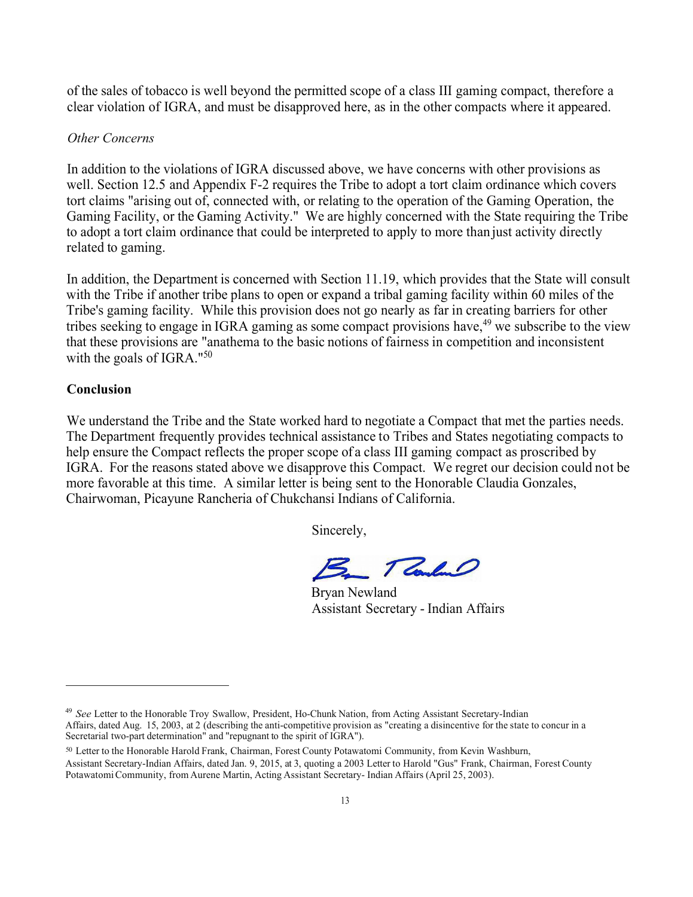of the sales of tobacco is well beyond the permitted scope of a class III gaming compact, therefore a clear violation of IGRA, and must be disapproved here, as in the other compacts where it appeared.

*Other Concerns*

In addition to the violations of IGRA discussed above, we have concerns with other provisions as well. Section 12.5 and Appendix F-2 requires the Tribe to adopt a tort claim ordinance which covers tort claims "arising out of, connected with, or relating to the operation of the Gaming Operation, the Gaming Facility, or the Gaming Activity." We are highly concerned with the State requiring the Tribe to adopt a tort claim ordinance that could be interpreted to apply to more than just activity directly related to gaming.

In addition, the Department is concerned with Section 11.19, which provides that the State will consult with the Tribe if another tribe plans to open or expand a tribal gaming facility within 60 miles of the Tribe's gaming facility. While this provision does not go nearly as far in creating barriers for other tribes seeking to engage in IGRA gaming as some compact provisions have,[49] we subscribe to the view that these provisions are "anathema to the basic notions of fairness in competition and inconsistent with the goals of IGRA."[50]

**Conclusion**

We understand the Tribe and the State worked hard to negotiate a Compact that met the parties needs. The Department frequently provides technical assistance to Tribes and States negotiating compacts to help ensure the Compact reflects the proper scope of a class III gaming compact as proscribed by IGRA. For the reasons stated above we disapprove this Compact. We regret our decision could not be more favorable at this time. A similar letter is being sent to the Honorable Claudia Gonzales, Chairwoman, Picayune Rancheria of Chukchansi Indians of California.

Sincerely,

Bryan Newland
Assistant Secretary - Indian Affairs

---

[49] *See* Letter to the Honorable Troy Swallow, President, Ho-Chunk Nation, from Acting Assistant Secretary-Indian Affairs, dated Aug. 15, 2003, at 2 (describing the anti-competitive provision as "creating a disincentive for the state to concur in a Secretarial two-part determination" and "repugnant to the spirit of IGRA").

[50] Letter to the Honorable Harold Frank, Chairman, Forest County Potawatomi Community, from Kevin Washburn, Assistant Secretary-Indian Affairs, dated Jan. 9, 2015, at 3, quoting a 2003 Letter to Harold "Gus" Frank, Chairman, Forest County Potawatomi Community, from Aurene Martin, Acting Assistant Secretary- Indian Affairs (April 25, 2003).